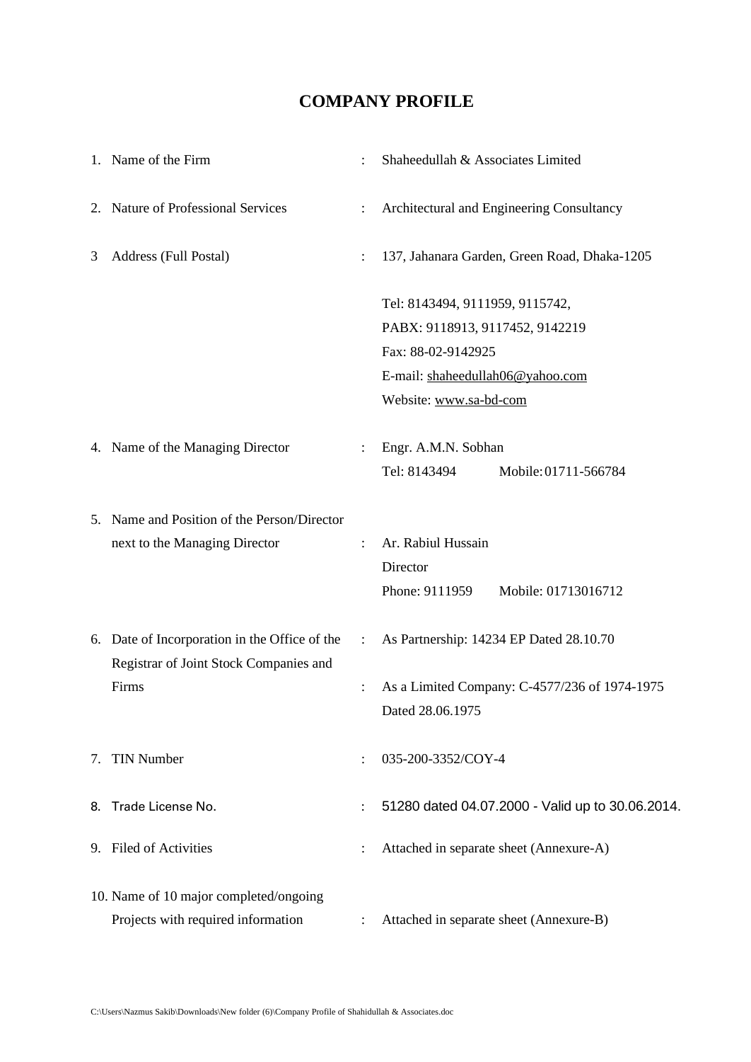# COMPANY PROFILE

| | | | |
|---|---|---|---|
| 1. | Name of the Firm | : | Shaheedullah & Associates Limited |
| 2. | Nature of Professional Services | : | Architectural and Engineering Consultancy |
| 3 | Address (Full Postal) | : | 137, Jahanara Garden, Green Road, Dhaka-1205<br><br>Tel: 8143494, 9111959, 9115742,<br>PABX: 9118913, 9117452, 9142219<br>Fax: 88-02-9142925<br>E-mail: shaheedullah06@yahoo.com<br>Website: www.sa-bd-com |
| 4. | Name of the Managing Director | : | Engr. A.M.N. Sobhan<br>Tel: 8143494 Mobile: 01711-566784 |
| 5. | Name and Position of the Person/Director next to the Managing Director | : | Ar. Rabiul Hussain<br>Director<br>Phone: 9111959 Mobile: 01713016712 |
| 6. | Date of Incorporation in the Office of the Registrar of Joint Stock Companies and Firms | : | As Partnership: 14234 EP Dated 28.10.70<br><br>As a Limited Company: C-4577/236 of 1974-1975 Dated 28.06.1975 |
| 7. | TIN Number | : | 035-200-3352/COY-4 |
| 8. | Trade License No. | : | 51280 dated 04.07.2000 - Valid up to 30.06.2014. |
| 9. | Filed of Activities | : | Attached in separate sheet (Annexure-A) |
| 10. | Name of 10 major completed/ongoing Projects with required information | : | Attached in separate sheet (Annexure-B) |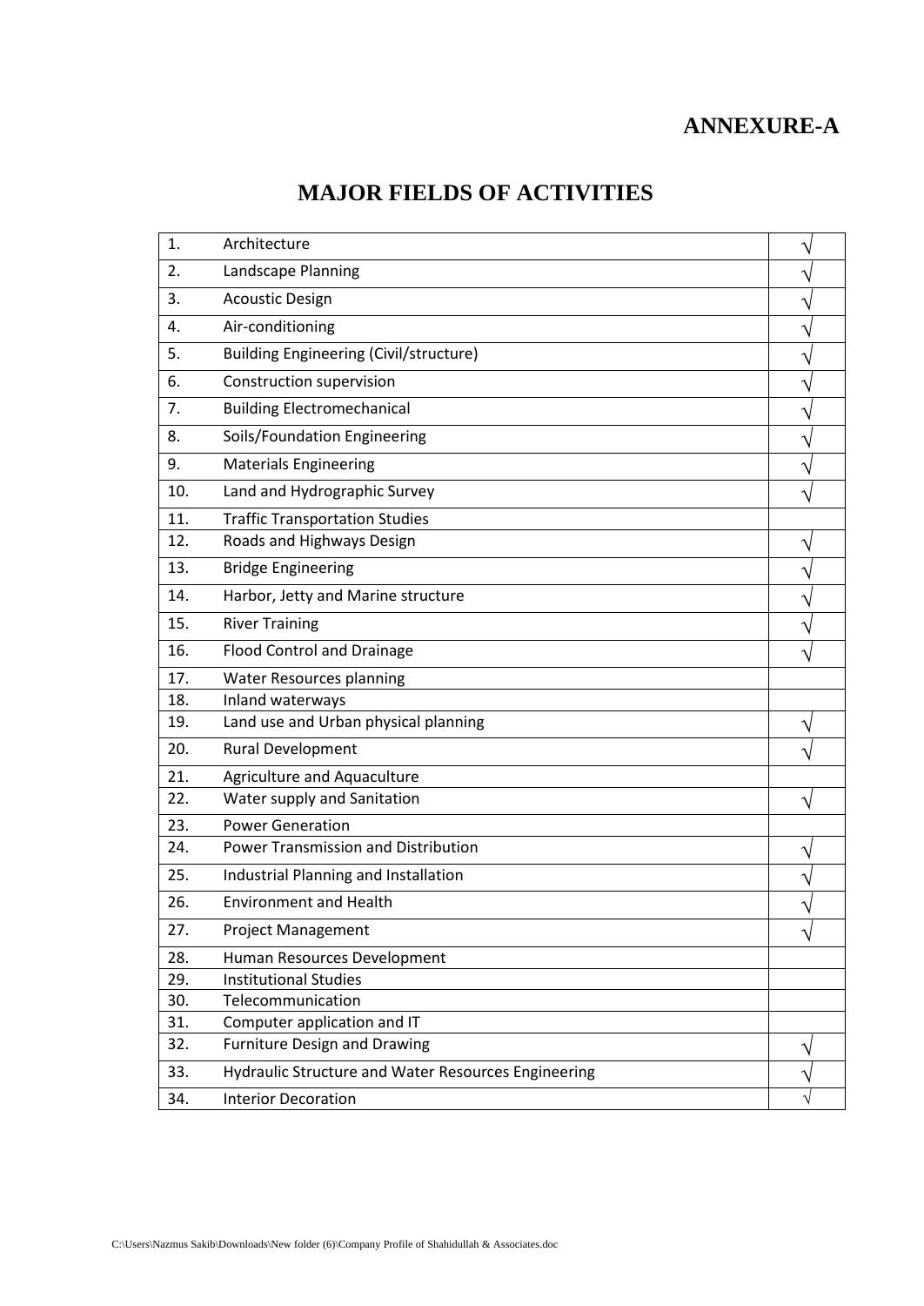# ANNEXURE-A

## MAJOR FIELDS OF ACTIVITIES

| | | |
|---|---|---|
| 1. | Architecture | √ |
| 2. | Landscape Planning | √ |
| 3. | Acoustic Design | √ |
| 4. | Air-conditioning | √ |
| 5. | Building Engineering (Civil/structure) | √ |
| 6. | Construction supervision | √ |
| 7. | Building Electromechanical | √ |
| 8. | Soils/Foundation Engineering | √ |
| 9. | Materials Engineering | √ |
| 10. | Land and Hydrographic Survey | √ |
| 11. | Traffic Transportation Studies | |
| 12. | Roads and Highways Design | √ |
| 13. | Bridge Engineering | √ |
| 14. | Harbor, Jetty and Marine structure | √ |
| 15. | River Training | √ |
| 16. | Flood Control and Drainage | √ |
| 17. | Water Resources planning | |
| 18. | Inland waterways | |
| 19. | Land use and Urban physical planning | √ |
| 20. | Rural Development | √ |
| 21. | Agriculture and Aquaculture | |
| 22. | Water supply and Sanitation | √ |
| 23. | Power Generation | |
| 24. | Power Transmission and Distribution | √ |
| 25. | Industrial Planning and Installation | √ |
| 26. | Environment and Health | √ |
| 27. | Project Management | √ |
| 28. | Human Resources Development | |
| 29. | Institutional Studies | |
| 30. | Telecommunication | |
| 31. | Computer application and IT | |
| 32. | Furniture Design and Drawing | √ |
| 33. | Hydraulic Structure and Water Resources Engineering | √ |
| 34. | Interior Decoration | √ |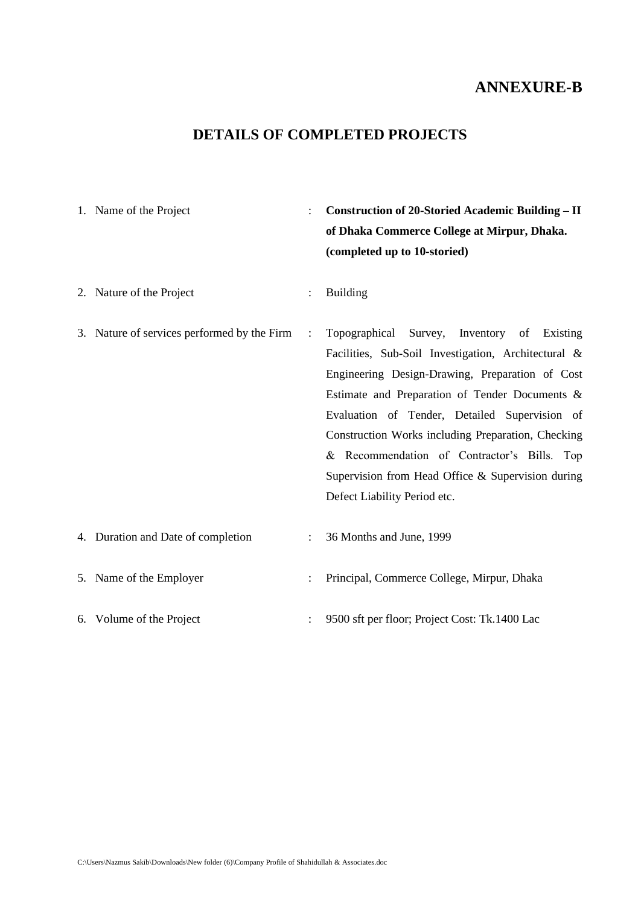# ANNEXURE-B

## DETAILS OF COMPLETED PROJECTS

1. Name of the Project : **Construction of 20-Storied Academic Building – II of Dhaka Commerce College at Mirpur, Dhaka. (completed up to 10-storied)**

2. Nature of the Project : Building

3. Nature of services performed by the Firm : Topographical Survey, Inventory of Existing Facilities, Sub-Soil Investigation, Architectural & Engineering Design-Drawing, Preparation of Cost Estimate and Preparation of Tender Documents & Evaluation of Tender, Detailed Supervision of Construction Works including Preparation, Checking & Recommendation of Contractor's Bills. Top Supervision from Head Office & Supervision during Defect Liability Period etc.

4. Duration and Date of completion : 36 Months and June, 1999

5. Name of the Employer : Principal, Commerce College, Mirpur, Dhaka

6. Volume of the Project : 9500 sft per floor; Project Cost: Tk.1400 Lac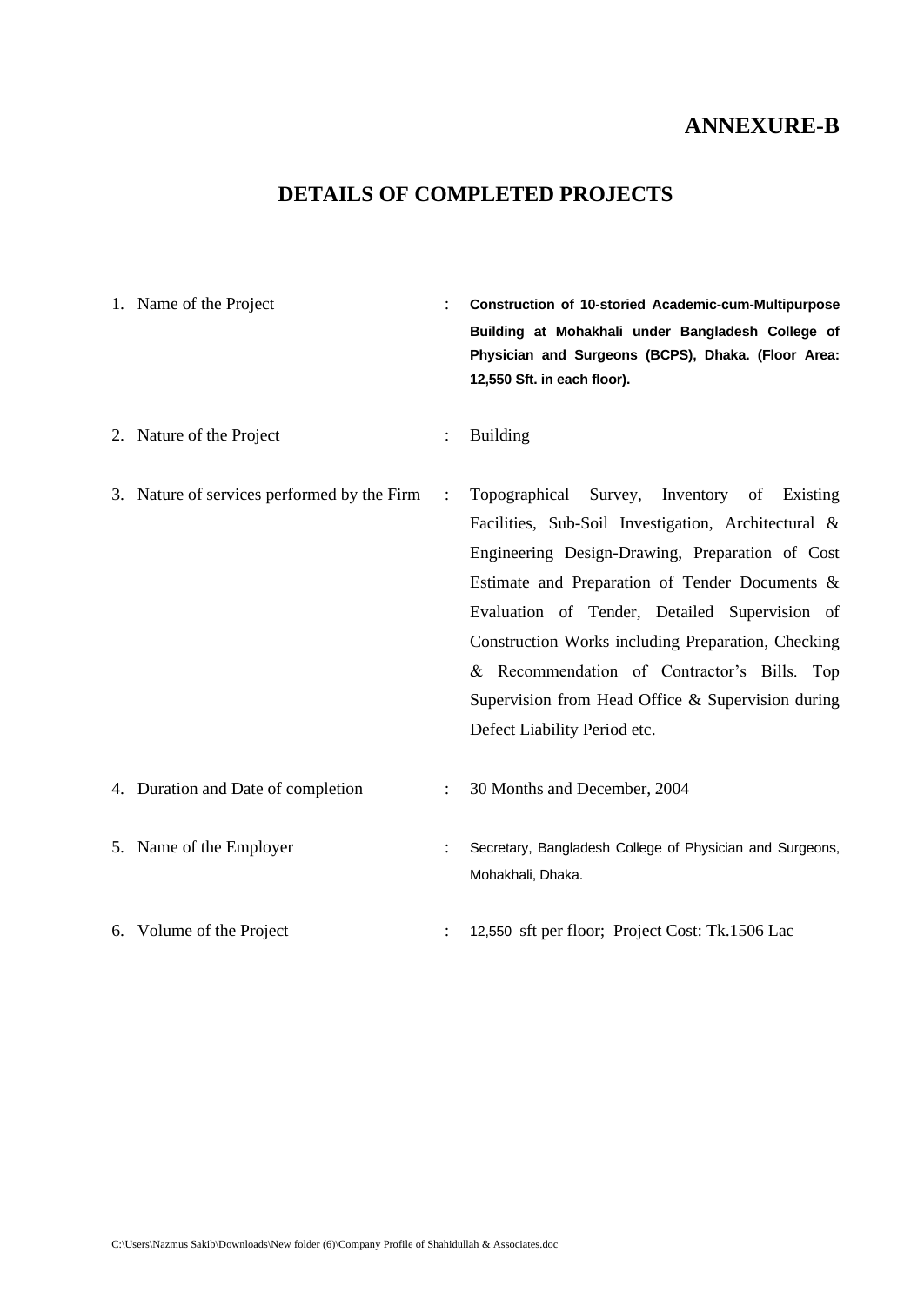# ANNEXURE-B

## DETAILS OF COMPLETED PROJECTS

| | | | |
|---|---|---|---|
| 1. | Name of the Project | : | **Construction of 10-storied Academic-cum-Multipurpose Building at Mohakhali under Bangladesh College of Physician and Surgeons (BCPS), Dhaka. (Floor Area: 12,550 Sft. in each floor).** |
| 2. | Nature of the Project | : | Building |
| 3. | Nature of services performed by the Firm | : | Topographical Survey, Inventory of Existing Facilities, Sub-Soil Investigation, Architectural & Engineering Design-Drawing, Preparation of Cost Estimate and Preparation of Tender Documents & Evaluation of Tender, Detailed Supervision of Construction Works including Preparation, Checking & Recommendation of Contractor's Bills. Top Supervision from Head Office & Supervision during Defect Liability Period etc. |
| 4. | Duration and Date of completion | : | 30 Months and December, 2004 |
| 5. | Name of the Employer | : | Secretary, Bangladesh College of Physician and Surgeons, Mohakhali, Dhaka. |
| 6. | Volume of the Project | : | 12,550 sft per floor; Project Cost: Tk.1506 Lac |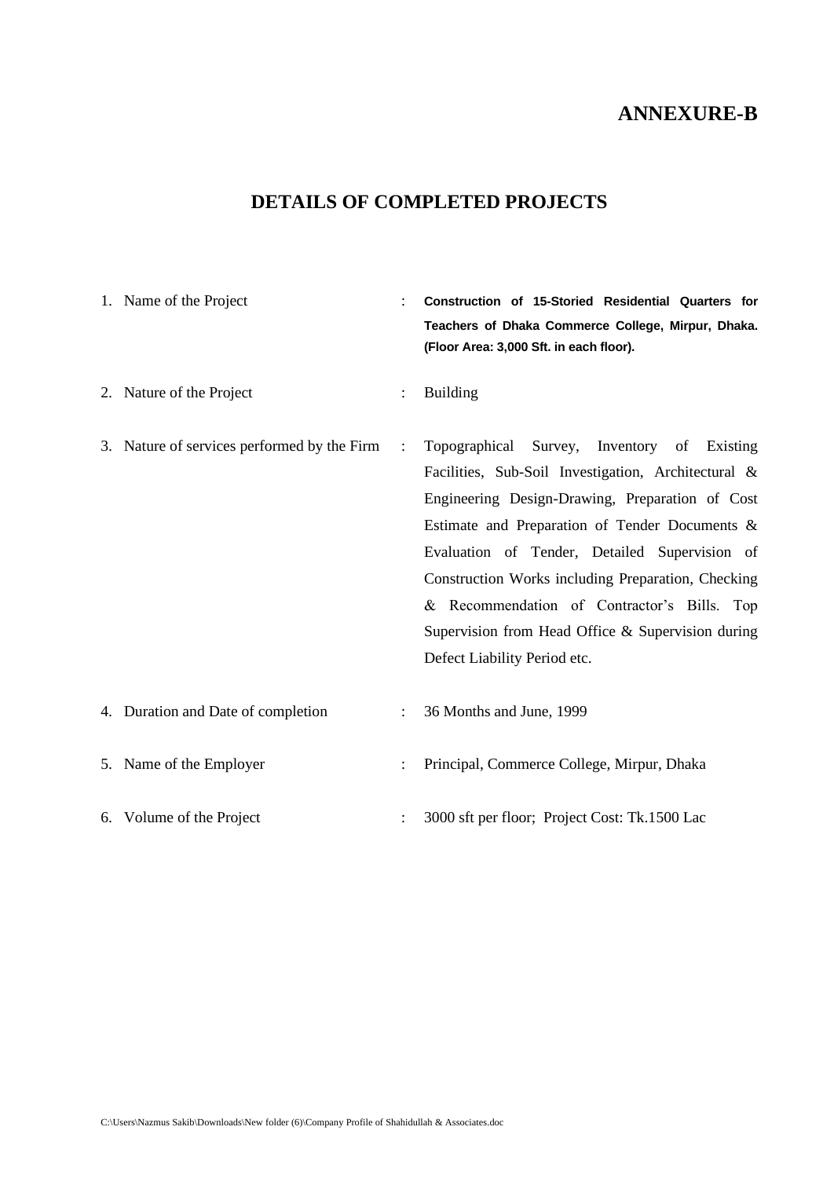# ANNEXURE-B

## DETAILS OF COMPLETED PROJECTS

| | | | |
|---|---|---|---|
| 1. | Name of the Project | : | **Construction of 15-Storied Residential Quarters for Teachers of Dhaka Commerce College, Mirpur, Dhaka. (Floor Area: 3,000 Sft. in each floor).** |
| 2. | Nature of the Project | : | Building |
| 3. | Nature of services performed by the Firm | : | Topographical Survey, Inventory of Existing Facilities, Sub-Soil Investigation, Architectural & Engineering Design-Drawing, Preparation of Cost Estimate and Preparation of Tender Documents & Evaluation of Tender, Detailed Supervision of Construction Works including Preparation, Checking & Recommendation of Contractor's Bills. Top Supervision from Head Office & Supervision during Defect Liability Period etc. |
| 4. | Duration and Date of completion | : | 36 Months and June, 1999 |
| 5. | Name of the Employer | : | Principal, Commerce College, Mirpur, Dhaka |
| 6. | Volume of the Project | : | 3000 sft per floor; Project Cost: Tk.1500 Lac |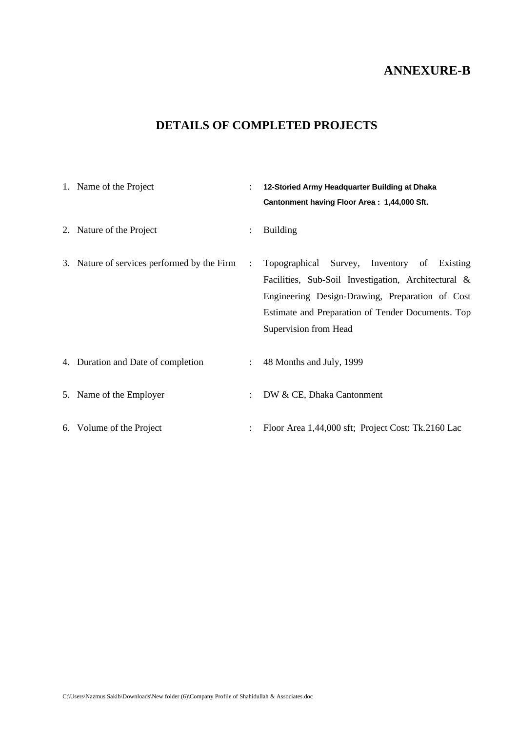**ANNEXURE-B**

# DETAILS OF COMPLETED PROJECTS

1. Name of the Project : **12-Storied Army Headquarter Building at Dhaka Cantonment having Floor Area : 1,44,000 Sft.**

2. Nature of the Project : Building

3. Nature of services performed by the Firm : Topographical Survey, Inventory of Existing Facilities, Sub-Soil Investigation, Architectural & Engineering Design-Drawing, Preparation of Cost Estimate and Preparation of Tender Documents. Top Supervision from Head

4. Duration and Date of completion : 48 Months and July, 1999

5. Name of the Employer : DW & CE, Dhaka Cantonment

6. Volume of the Project : Floor Area 1,44,000 sft; Project Cost: Tk.2160 Lac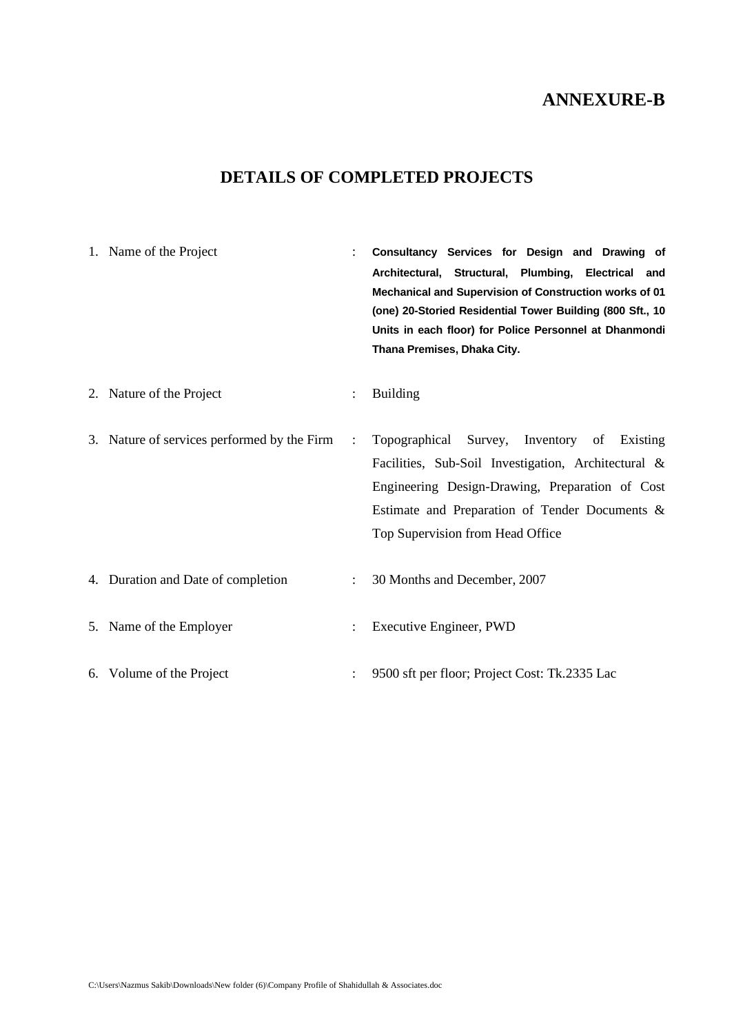**ANNEXURE-B**

## DETAILS OF COMPLETED PROJECTS

1. Name of the Project : **Consultancy Services for Design and Drawing of Architectural, Structural, Plumbing, Electrical and Mechanical and Supervision of Construction works of 01 (one) 20-Storied Residential Tower Building (800 Sft., 10 Units in each floor) for Police Personnel at Dhanmondi Thana Premises, Dhaka City.**

2. Nature of the Project : Building

3. Nature of services performed by the Firm : Topographical Survey, Inventory of Existing Facilities, Sub-Soil Investigation, Architectural & Engineering Design-Drawing, Preparation of Cost Estimate and Preparation of Tender Documents & Top Supervision from Head Office

4. Duration and Date of completion : 30 Months and December, 2007

5. Name of the Employer : Executive Engineer, PWD

6. Volume of the Project : 9500 sft per floor; Project Cost: Tk.2335 Lac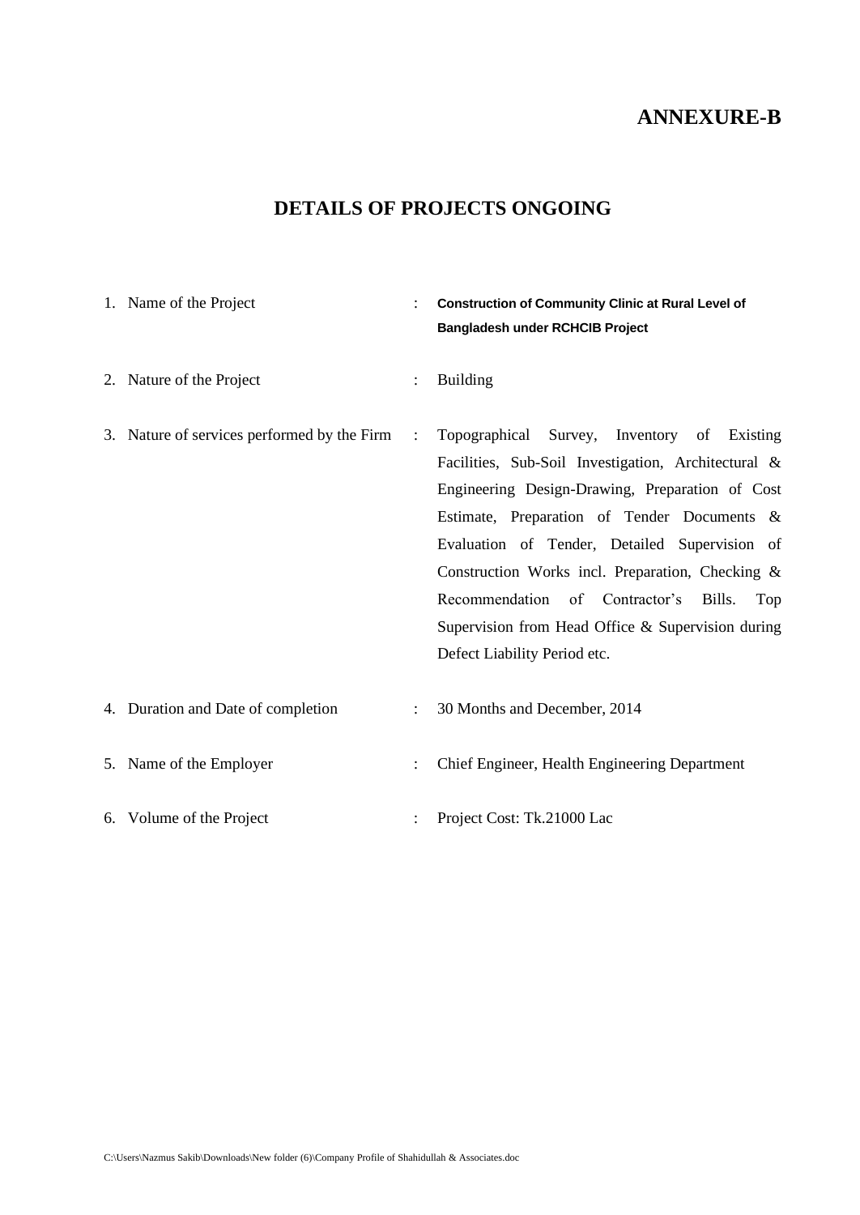**ANNEXURE-B**

## DETAILS OF PROJECTS ONGOING

1. Name of the Project : **Construction of Community Clinic at Rural Level of Bangladesh under RCHCIB Project**

2. Nature of the Project : Building

3. Nature of services performed by the Firm : Topographical Survey, Inventory of Existing Facilities, Sub-Soil Investigation, Architectural & Engineering Design-Drawing, Preparation of Cost Estimate, Preparation of Tender Documents & Evaluation of Tender, Detailed Supervision of Construction Works incl. Preparation, Checking & Recommendation of Contractor's Bills. Top Supervision from Head Office & Supervision during Defect Liability Period etc.

4. Duration and Date of completion : 30 Months and December, 2014

5. Name of the Employer : Chief Engineer, Health Engineering Department

6. Volume of the Project : Project Cost: Tk.21000 Lac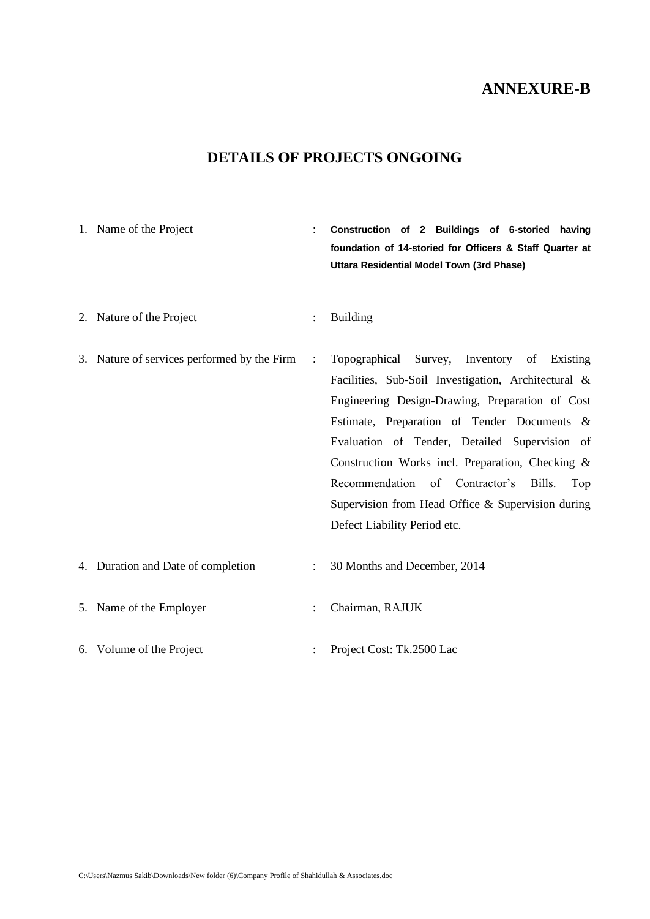# ANNEXURE-B

## DETAILS OF PROJECTS ONGOING

1. Name of the Project : **Construction of 2 Buildings of 6-storied having foundation of 14-storied for Officers & Staff Quarter at Uttara Residential Model Town (3rd Phase)**

2. Nature of the Project : Building

3. Nature of services performed by the Firm : Topographical Survey, Inventory of Existing Facilities, Sub-Soil Investigation, Architectural & Engineering Design-Drawing, Preparation of Cost Estimate, Preparation of Tender Documents & Evaluation of Tender, Detailed Supervision of Construction Works incl. Preparation, Checking & Recommendation of Contractor's Bills. Top Supervision from Head Office & Supervision during Defect Liability Period etc.

4. Duration and Date of completion : 30 Months and December, 2014

5. Name of the Employer : Chairman, RAJUK

6. Volume of the Project : Project Cost: Tk.2500 Lac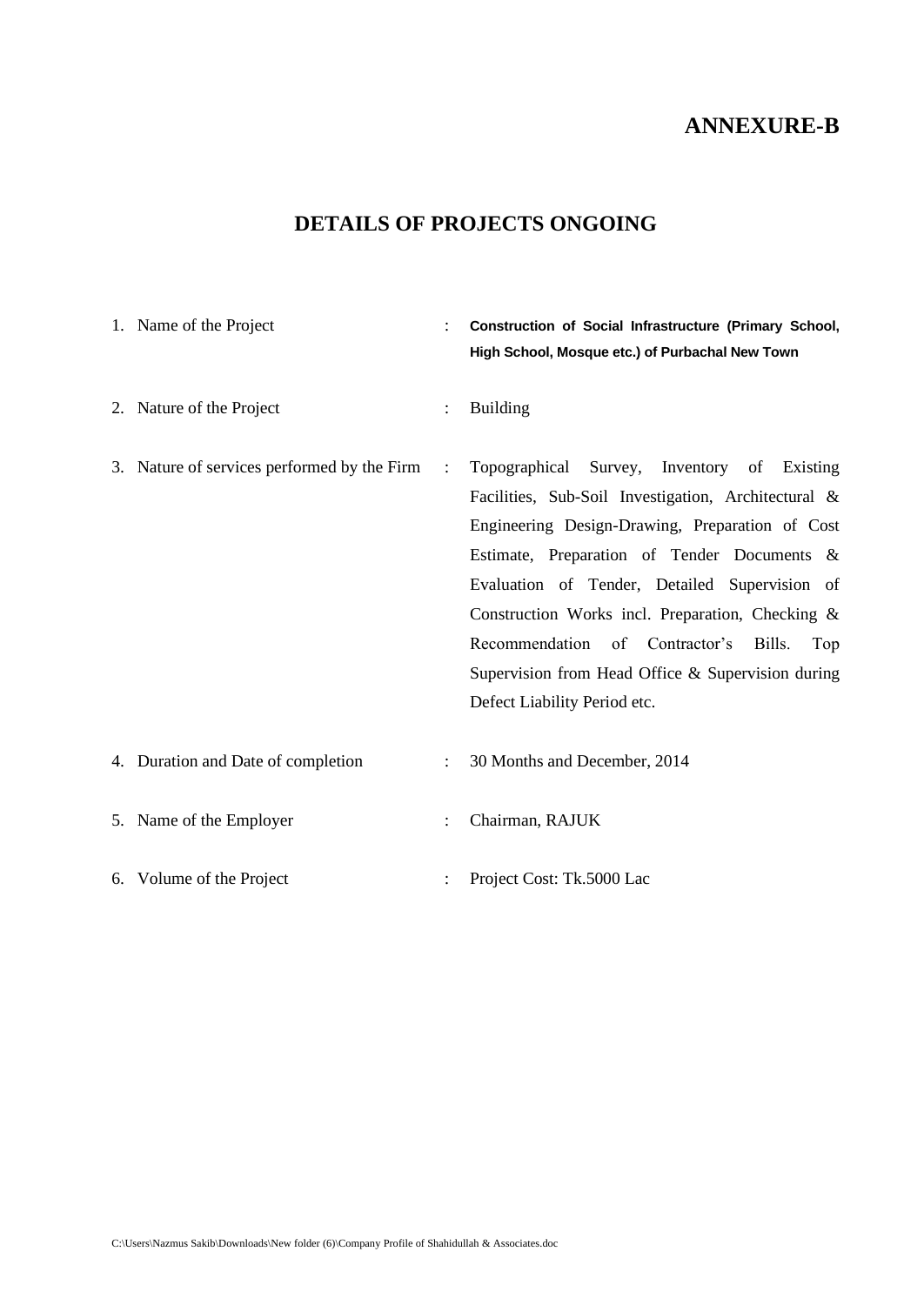**ANNEXURE-B**

# DETAILS OF PROJECTS ONGOING

1. Name of the Project : **Construction of Social Infrastructure (Primary School, High School, Mosque etc.) of Purbachal New Town**

2. Nature of the Project : Building

3. Nature of services performed by the Firm : Topographical Survey, Inventory of Existing Facilities, Sub-Soil Investigation, Architectural & Engineering Design-Drawing, Preparation of Cost Estimate, Preparation of Tender Documents & Evaluation of Tender, Detailed Supervision of Construction Works incl. Preparation, Checking & Recommendation of Contractor's Bills. Top Supervision from Head Office & Supervision during Defect Liability Period etc.

4. Duration and Date of completion : 30 Months and December, 2014

5. Name of the Employer : Chairman, RAJUK

6. Volume of the Project : Project Cost: Tk.5000 Lac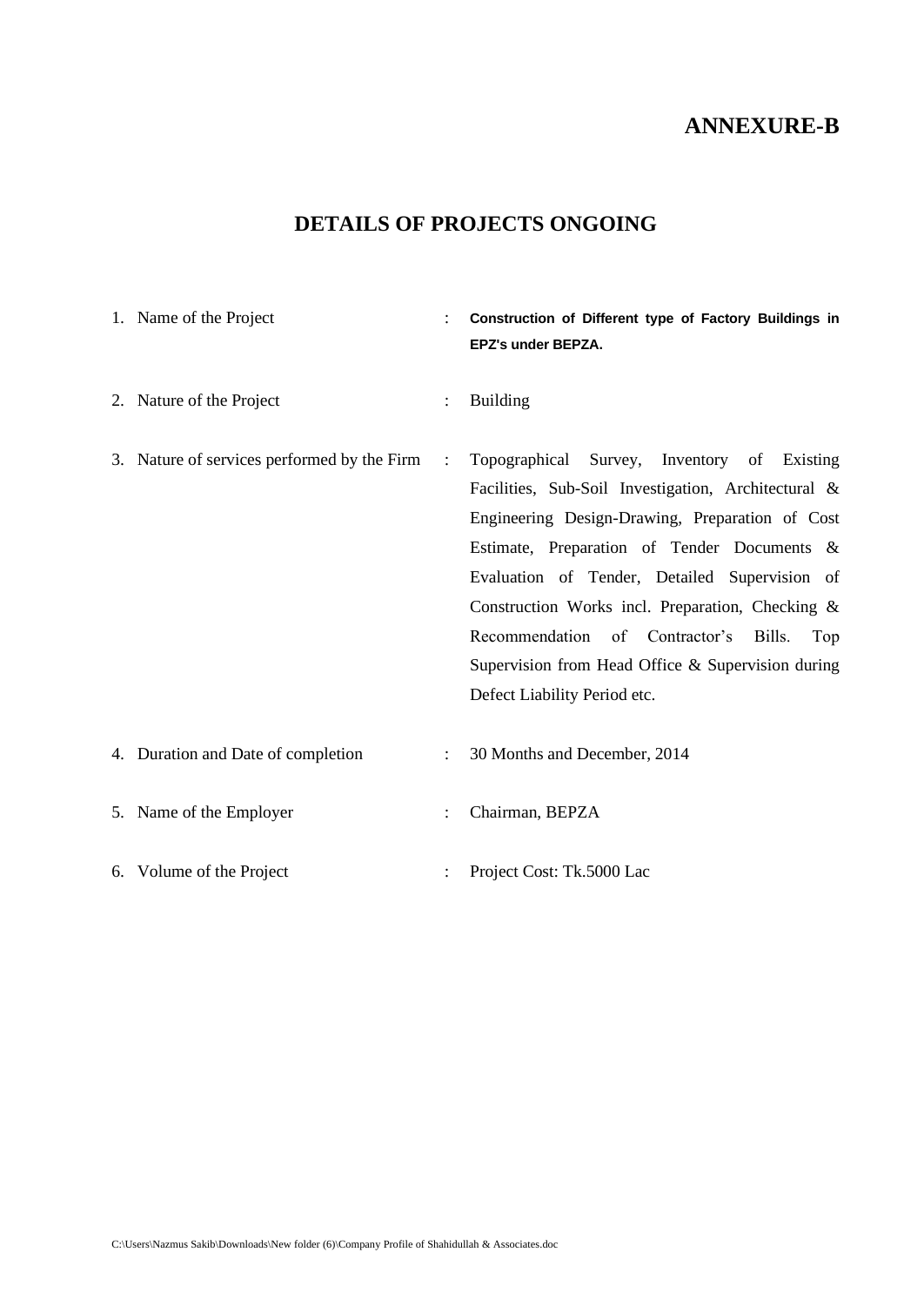**ANNEXURE-B**

## DETAILS OF PROJECTS ONGOING

1. Name of the Project : **Construction of Different type of Factory Buildings in EPZ's under BEPZA.**

2. Nature of the Project : Building

3. Nature of services performed by the Firm : Topographical Survey, Inventory of Existing Facilities, Sub-Soil Investigation, Architectural & Engineering Design-Drawing, Preparation of Cost Estimate, Preparation of Tender Documents & Evaluation of Tender, Detailed Supervision of Construction Works incl. Preparation, Checking & Recommendation of Contractor's Bills. Top Supervision from Head Office & Supervision during Defect Liability Period etc.

4. Duration and Date of completion : 30 Months and December, 2014

5. Name of the Employer : Chairman, BEPZA

6. Volume of the Project : Project Cost: Tk.5000 Lac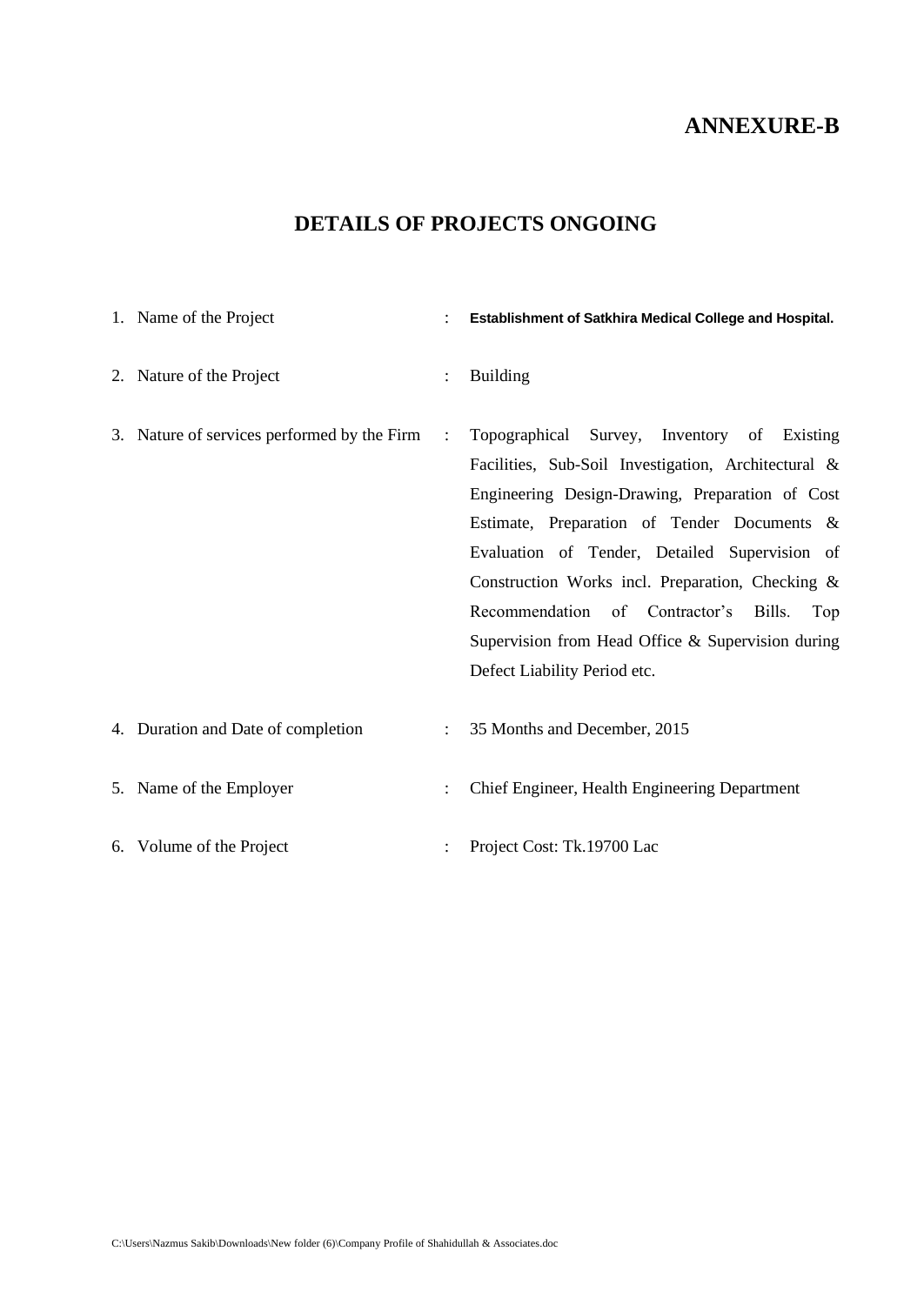# ANNEXURE-B

## DETAILS OF PROJECTS ONGOING

1. Name of the Project : **Establishment of Satkhira Medical College and Hospital.**

2. Nature of the Project : Building

3. Nature of services performed by the Firm : Topographical Survey, Inventory of Existing Facilities, Sub-Soil Investigation, Architectural & Engineering Design-Drawing, Preparation of Cost Estimate, Preparation of Tender Documents & Evaluation of Tender, Detailed Supervision of Construction Works incl. Preparation, Checking & Recommendation of Contractor's Bills. Top Supervision from Head Office & Supervision during Defect Liability Period etc.

4. Duration and Date of completion : 35 Months and December, 2015

5. Name of the Employer : Chief Engineer, Health Engineering Department

6. Volume of the Project : Project Cost: Tk.19700 Lac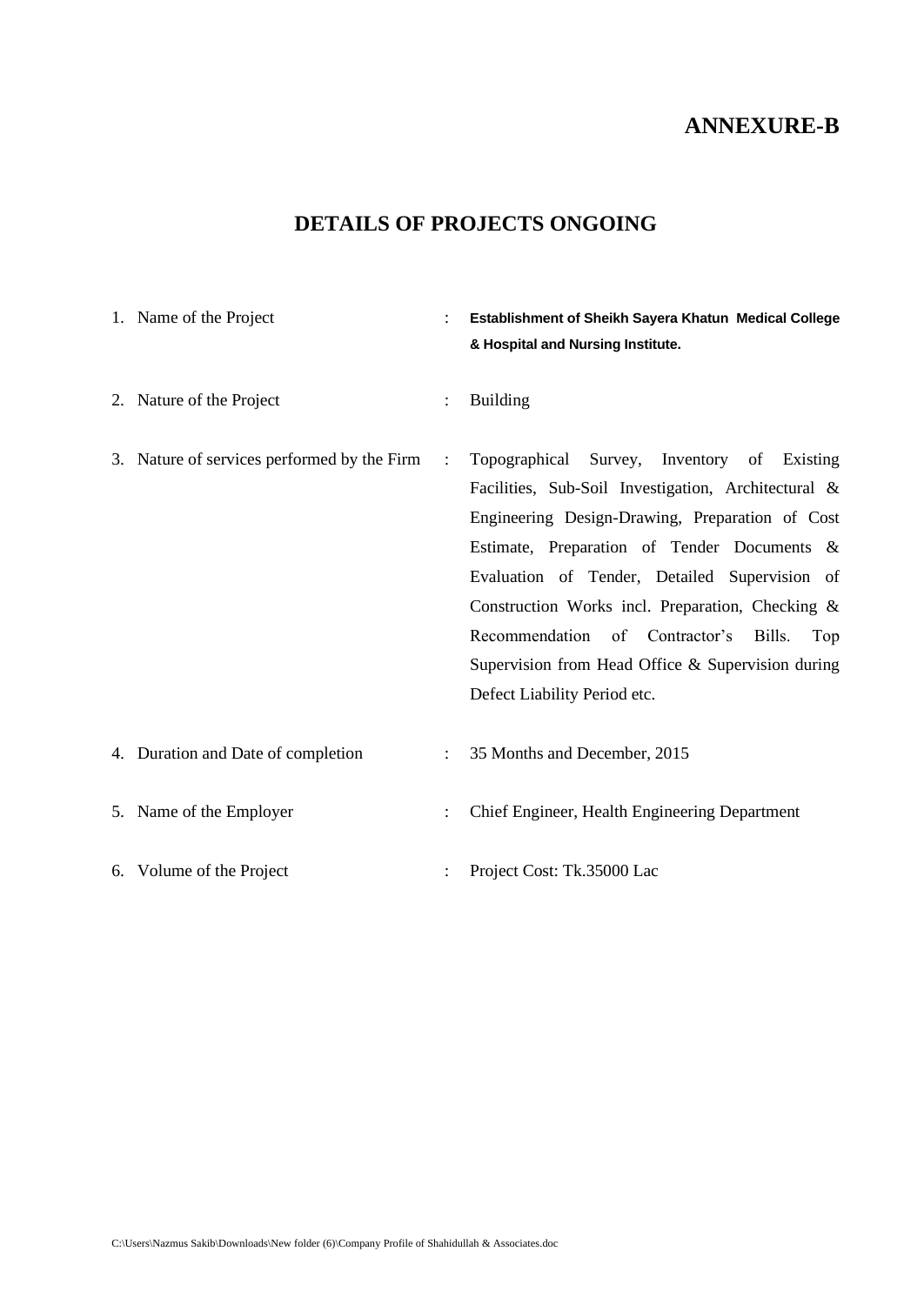**ANNEXURE-B**

# DETAILS OF PROJECTS ONGOING

| | | |
|---|---|---|
| 1. Name of the Project | : | **Establishment of Sheikh Sayera Khatun Medical College & Hospital and Nursing Institute.** |
| 2. Nature of the Project | : | Building |
| 3. Nature of services performed by the Firm | : | Topographical Survey, Inventory of Existing Facilities, Sub-Soil Investigation, Architectural & Engineering Design-Drawing, Preparation of Cost Estimate, Preparation of Tender Documents & Evaluation of Tender, Detailed Supervision of Construction Works incl. Preparation, Checking & Recommendation of Contractor's Bills. Top Supervision from Head Office & Supervision during Defect Liability Period etc. |
| 4. Duration and Date of completion | : | 35 Months and December, 2015 |
| 5. Name of the Employer | : | Chief Engineer, Health Engineering Department |
| 6. Volume of the Project | : | Project Cost: Tk.35000 Lac |